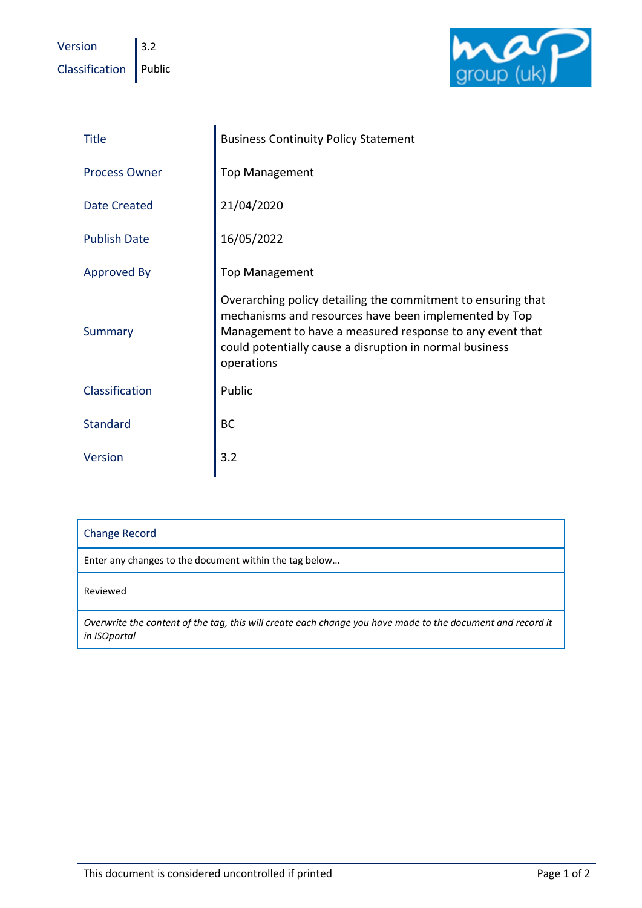| Version | 3.2 |
| --- | --- |
| Classification | Public |

| Title | Business Continuity Policy Statement |
| --- | --- |
| Process Owner | Top Management |
| Date Created | 21/04/2020 |
| Publish Date | 16/05/2022 |
| Approved By | Top Management |
| Summary | Overarching policy detailing the commitment to ensuring that mechanisms and resources have been implemented by Top Management to have a measured response to any event that could potentially cause a disruption in normal business operations |
| Classification | Public |
| Standard | BC |
| Version | 3.2 |

| Change Record |
| --- |
| Enter any changes to the document within the tag below… |
| Reviewed |
| *Overwrite the content of the tag, this will create each change you have made to the document and record it in ISOportal* |

This document is considered uncontrolled if printed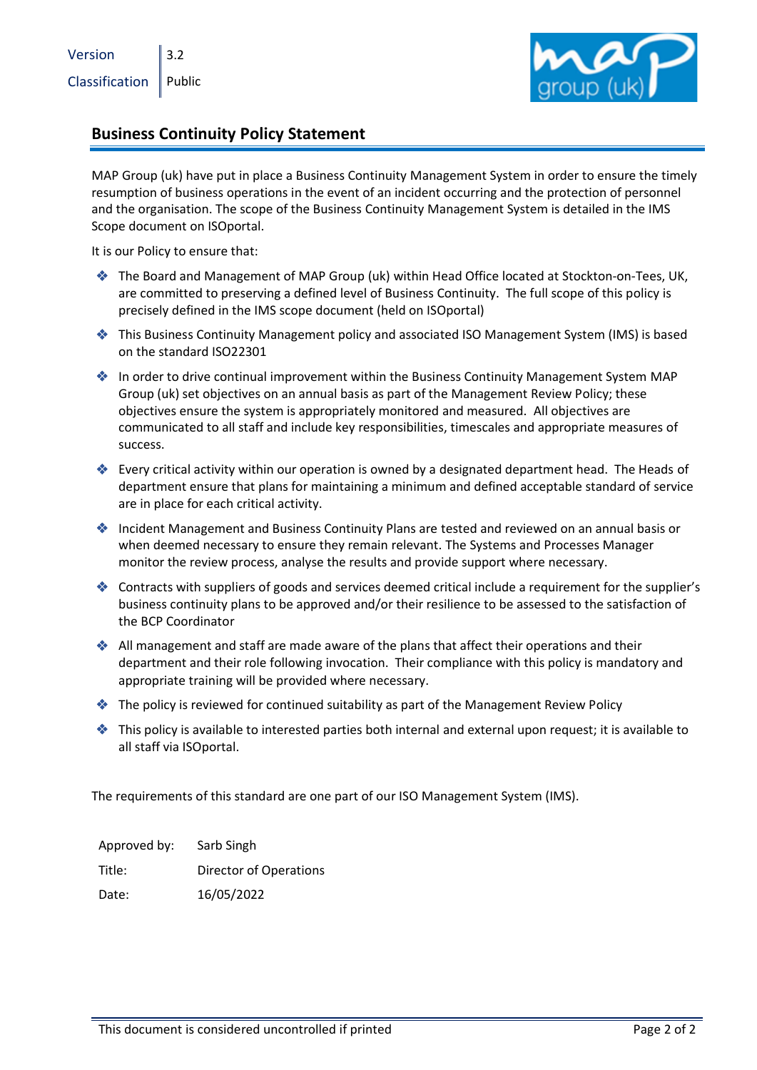| | |
|---|---|
| Version | 3.2 |
| Classification | Public |

## Business Continuity Policy Statement

MAP Group (uk) have put in place a Business Continuity Management System in order to ensure the timely resumption of business operations in the event of an incident occurring and the protection of personnel and the organisation. The scope of the Business Continuity Management System is detailed in the IMS Scope document on ISOportal.

It is our Policy to ensure that:

- The Board and Management of MAP Group (uk) within Head Office located at Stockton-on-Tees, UK, are committed to preserving a defined level of Business Continuity. The full scope of this policy is precisely defined in the IMS scope document (held on ISOportal)
- This Business Continuity Management policy and associated ISO Management System (IMS) is based on the standard ISO22301
- In order to drive continual improvement within the Business Continuity Management System MAP Group (uk) set objectives on an annual basis as part of the Management Review Policy; these objectives ensure the system is appropriately monitored and measured. All objectives are communicated to all staff and include key responsibilities, timescales and appropriate measures of success.
- Every critical activity within our operation is owned by a designated department head. The Heads of department ensure that plans for maintaining a minimum and defined acceptable standard of service are in place for each critical activity.
- Incident Management and Business Continuity Plans are tested and reviewed on an annual basis or when deemed necessary to ensure they remain relevant. The Systems and Processes Manager monitor the review process, analyse the results and provide support where necessary.
- Contracts with suppliers of goods and services deemed critical include a requirement for the supplier's business continuity plans to be approved and/or their resilience to be assessed to the satisfaction of the BCP Coordinator
- All management and staff are made aware of the plans that affect their operations and their department and their role following invocation. Their compliance with this policy is mandatory and appropriate training will be provided where necessary.
- The policy is reviewed for continued suitability as part of the Management Review Policy
- This policy is available to interested parties both internal and external upon request; it is available to all staff via ISOportal.

The requirements of this standard are one part of our ISO Management System (IMS).

| | |
|---|---|
| Approved by: | Sarb Singh |
| Title: | Director of Operations |
| Date: | 16/05/2022 |

This document is considered uncontrolled if printed